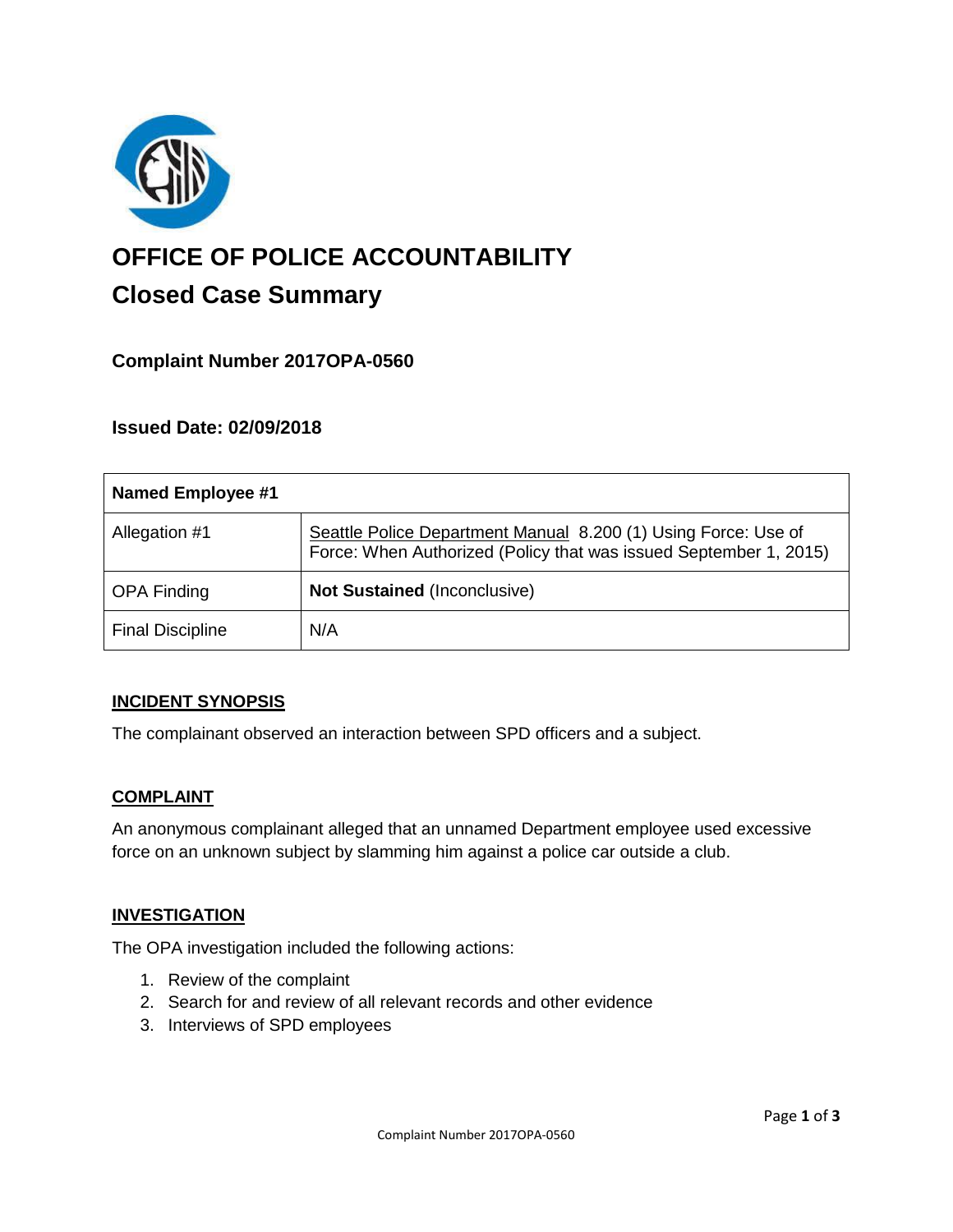# OFFICE OF POLICE ACCOUNTABILITY

## Closed Case Summary

### Complaint Number 2017OPA-0560

### Issued Date: 02/09/2018

| Named Employee #1 | |
| --- | --- |
| Allegation #1 | Seattle Police Department Manual 8.200 (1) Using Force: Use of Force: When Authorized (Policy that was issued September 1, 2015) |
| OPA Finding | **Not Sustained** (Inconclusive) |
| Final Discipline | N/A |

### INCIDENT SYNOPSIS

The complainant observed an interaction between SPD officers and a subject.

### COMPLAINT

An anonymous complainant alleged that an unnamed Department employee used excessive force on an unknown subject by slamming him against a police car outside a club.

### INVESTIGATION

The OPA investigation included the following actions:

1. Review of the complaint
2. Search for and review of all relevant records and other evidence
3. Interviews of SPD employees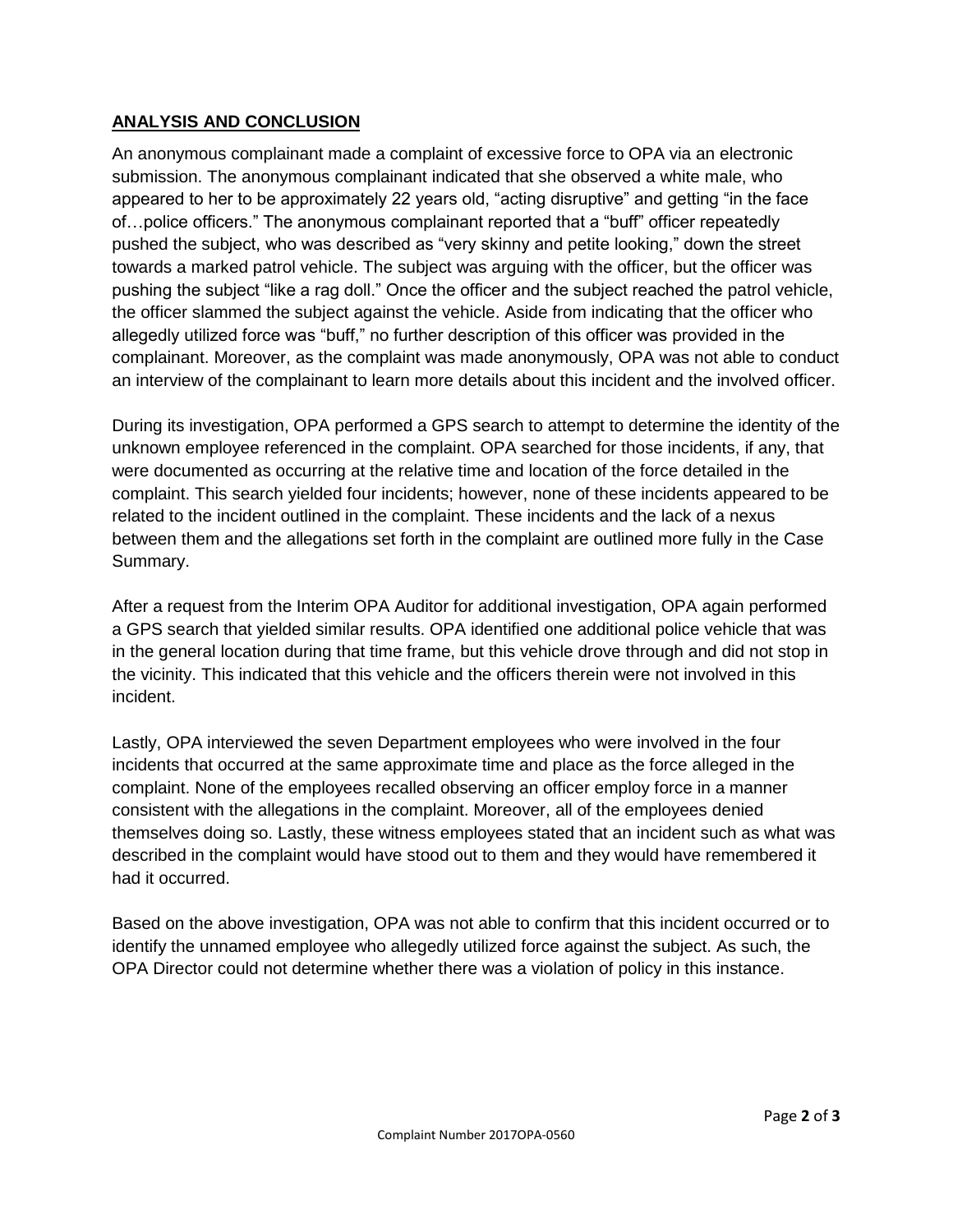## ANALYSIS AND CONCLUSION

An anonymous complainant made a complaint of excessive force to OPA via an electronic submission. The anonymous complainant indicated that she observed a white male, who appeared to her to be approximately 22 years old, "acting disruptive" and getting "in the face of…police officers." The anonymous complainant reported that a "buff" officer repeatedly pushed the subject, who was described as "very skinny and petite looking," down the street towards a marked patrol vehicle. The subject was arguing with the officer, but the officer was pushing the subject "like a rag doll." Once the officer and the subject reached the patrol vehicle, the officer slammed the subject against the vehicle. Aside from indicating that the officer who allegedly utilized force was "buff," no further description of this officer was provided in the complainant. Moreover, as the complaint was made anonymously, OPA was not able to conduct an interview of the complainant to learn more details about this incident and the involved officer.

During its investigation, OPA performed a GPS search to attempt to determine the identity of the unknown employee referenced in the complaint. OPA searched for those incidents, if any, that were documented as occurring at the relative time and location of the force detailed in the complaint. This search yielded four incidents; however, none of these incidents appeared to be related to the incident outlined in the complaint. These incidents and the lack of a nexus between them and the allegations set forth in the complaint are outlined more fully in the Case Summary.

After a request from the Interim OPA Auditor for additional investigation, OPA again performed a GPS search that yielded similar results. OPA identified one additional police vehicle that was in the general location during that time frame, but this vehicle drove through and did not stop in the vicinity. This indicated that this vehicle and the officers therein were not involved in this incident.

Lastly, OPA interviewed the seven Department employees who were involved in the four incidents that occurred at the same approximate time and place as the force alleged in the complaint. None of the employees recalled observing an officer employ force in a manner consistent with the allegations in the complaint. Moreover, all of the employees denied themselves doing so. Lastly, these witness employees stated that an incident such as what was described in the complaint would have stood out to them and they would have remembered it had it occurred.

Based on the above investigation, OPA was not able to confirm that this incident occurred or to identify the unnamed employee who allegedly utilized force against the subject. As such, the OPA Director could not determine whether there was a violation of policy in this instance.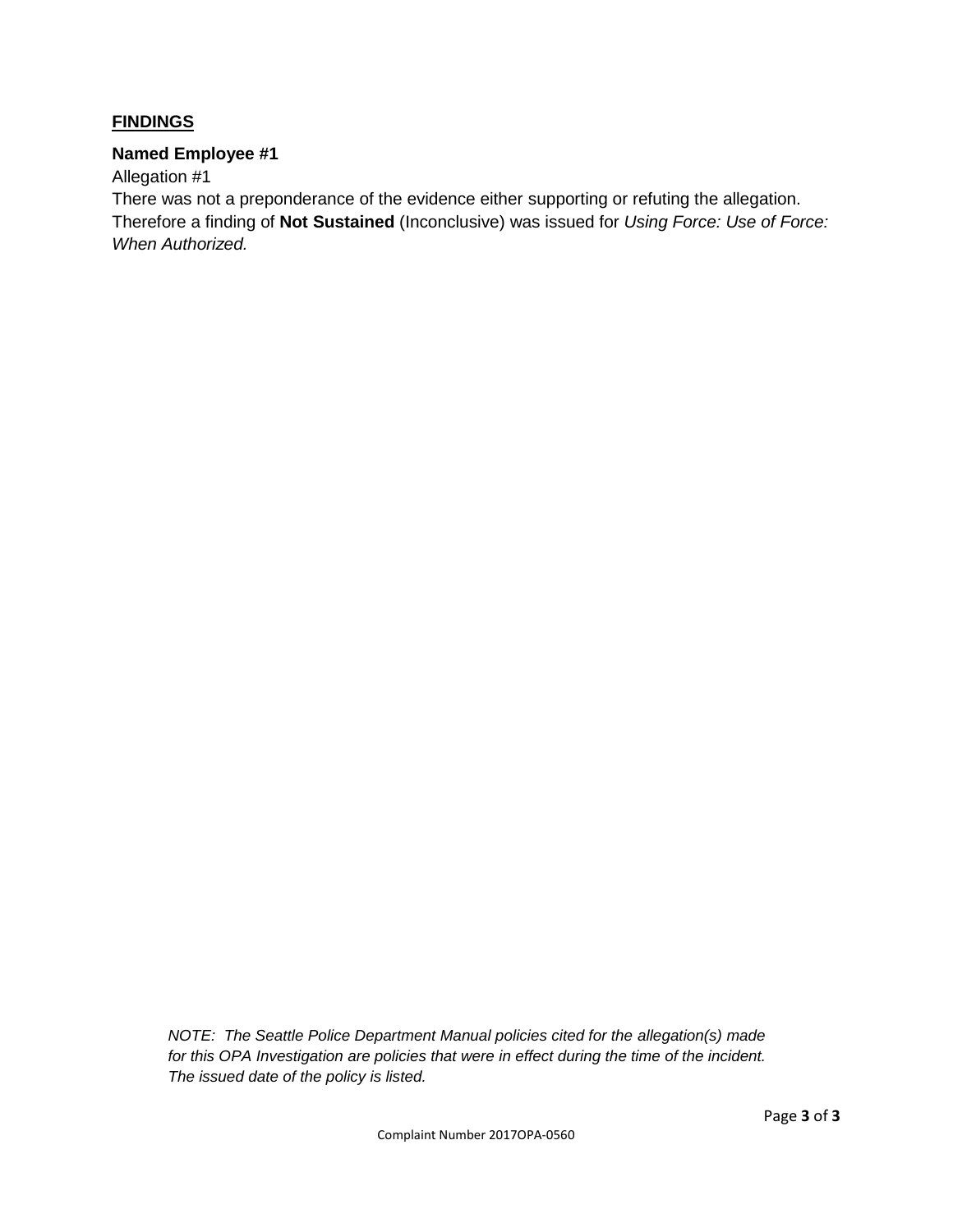## FINDINGS

### Named Employee #1

Allegation #1

There was not a preponderance of the evidence either supporting or refuting the allegation. Therefore a finding of **Not Sustained** (Inconclusive) was issued for *Using Force: Use of Force: When Authorized.*

*NOTE: The Seattle Police Department Manual policies cited for the allegation(s) made for this OPA Investigation are policies that were in effect during the time of the incident. The issued date of the policy is listed.*

Complaint Number 2017OPA-0560